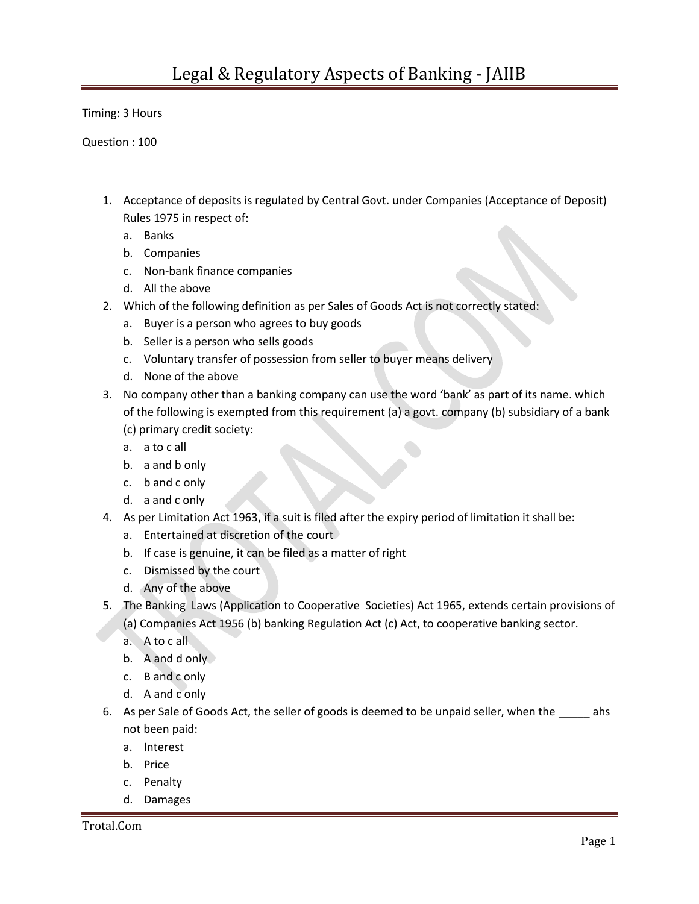# Legal & Regulatory Aspects of Banking - JAIIB

Timing: 3 Hours

Question : 100

1. Acceptance of deposits is regulated by Central Govt. under Companies (Acceptance of Deposit) Rules 1975 in respect of:
   a. Banks
   b. Companies
   c. Non-bank finance companies
   d. All the above
2. Which of the following definition as per Sales of Goods Act is not correctly stated:
   a. Buyer is a person who agrees to buy goods
   b. Seller is a person who sells goods
   c. Voluntary transfer of possession from seller to buyer means delivery
   d. None of the above
3. No company other than a banking company can use the word 'bank' as part of its name. which of the following is exempted from this requirement (a) a govt. company (b) subsidiary of a bank (c) primary credit society:
   a. a to c all
   b. a and b only
   c. b and c only
   d. a and c only
4. As per Limitation Act 1963, if a suit is filed after the expiry period of limitation it shall be:
   a. Entertained at discretion of the court
   b. If case is genuine, it can be filed as a matter of right
   c. Dismissed by the court
   d. Any of the above
5. The Banking Laws (Application to Cooperative Societies) Act 1965, extends certain provisions of (a) Companies Act 1956 (b) banking Regulation Act (c) Act, to cooperative banking sector.
   a. A to c all
   b. A and d only
   c. B and c only
   d. A and c only
6. As per Sale of Goods Act, the seller of goods is deemed to be unpaid seller, when the _____ ahs not been paid:
   a. Interest
   b. Price
   c. Penalty
   d. Damages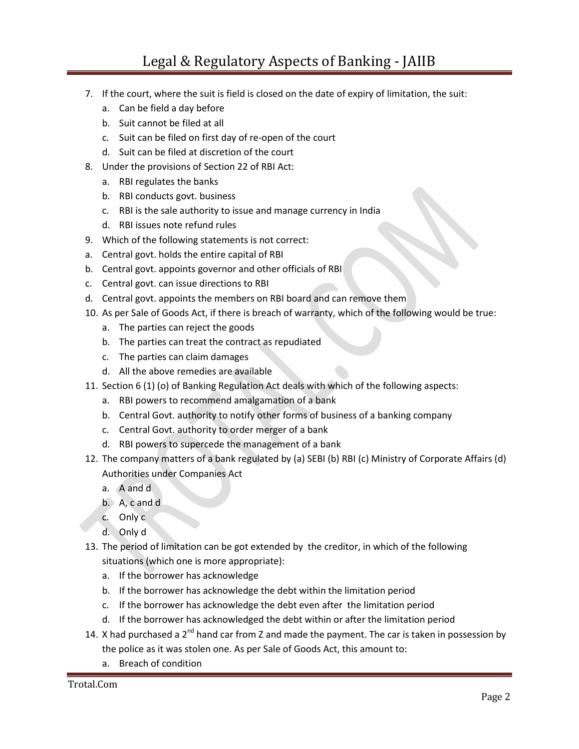7. If the court, where the suit is field is closed on the date of expiry of limitation, the suit:
    a. Can be field a day before
    b. Suit cannot be filed at all
    c. Suit can be filed on first day of re-open of the court
    d. Suit can be filed at discretion of the court
8. Under the provisions of Section 22 of RBI Act:
    a. RBI regulates the banks
    b. RBI conducts govt. business
    c. RBI is the sale authority to issue and manage currency in India
    d. RBI issues note refund rules
9. Which of the following statements is not correct:

a. Central govt. holds the entire capital of RBI
b. Central govt. appoints governor and other officials of RBI
c. Central govt. can issue directions to RBI
d. Central govt. appoints the members on RBI board and can remove them

10. As per Sale of Goods Act, if there is breach of warranty, which of the following would be true:
    a. The parties can reject the goods
    b. The parties can treat the contract as repudiated
    c. The parties can claim damages
    d. All the above remedies are available
11. Section 6 (1) (o) of Banking Regulation Act deals with which of the following aspects:
    a. RBI powers to recommend amalgamation of a bank
    b. Central Govt. authority to notify other forms of business of a banking company
    c. Central Govt. authority to order merger of a bank
    d. RBI powers to supercede the management of a bank
12. The company matters of a bank regulated by (a) SEBI (b) RBI (c) Ministry of Corporate Affairs (d) Authorities under Companies Act
    a. A and d
    b. A, c and d
    c. Only c
    d. Only d
13. The period of limitation can be got extended by the creditor, in which of the following situations (which one is more appropriate):
    a. If the borrower has acknowledge
    b. If the borrower has acknowledge the debt within the limitation period
    c. If the borrower has acknowledge the debt even after the limitation period
    d. If the borrower has acknowledged the debt within or after the limitation period
14. X had purchased a 2nd hand car from Z and made the payment. The car is taken in possession by the police as it was stolen one. As per Sale of Goods Act, this amount to:
    a. Breach of condition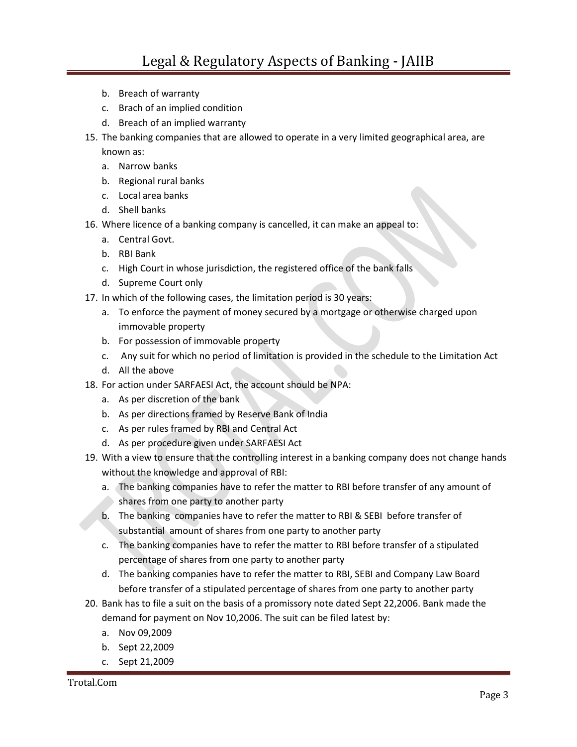b. Breach of warranty
c. Brach of an implied condition
d. Breach of an implied warranty

15. The banking companies that are allowed to operate in a very limited geographical area, are known as:
    a. Narrow banks
    b. Regional rural banks
    c. Local area banks
    d. Shell banks
16. Where licence of a banking company is cancelled, it can make an appeal to:
    a. Central Govt.
    b. RBI Bank
    c. High Court in whose jurisdiction, the registered office of the bank falls
    d. Supreme Court only
17. In which of the following cases, the limitation period is 30 years:
    a. To enforce the payment of money secured by a mortgage or otherwise charged upon immovable property
    b. For possession of immovable property
    c. Any suit for which no period of limitation is provided in the schedule to the Limitation Act
    d. All the above
18. For action under SARFAESI Act, the account should be NPA:
    a. As per discretion of the bank
    b. As per directions framed by Reserve Bank of India
    c. As per rules framed by RBI and Central Act
    d. As per procedure given under SARFAESI Act
19. With a view to ensure that the controlling interest in a banking company does not change hands without the knowledge and approval of RBI:
    a. The banking companies have to refer the matter to RBI before transfer of any amount of shares from one party to another party
    b. The banking companies have to refer the matter to RBI & SEBI before transfer of substantial amount of shares from one party to another party
    c. The banking companies have to refer the matter to RBI before transfer of a stipulated percentage of shares from one party to another party
    d. The banking companies have to refer the matter to RBI, SEBI and Company Law Board before transfer of a stipulated percentage of shares from one party to another party
20. Bank has to file a suit on the basis of a promissory note dated Sept 22,2006. Bank made the demand for payment on Nov 10,2006. The suit can be filed latest by:
    a. Nov 09,2009
    b. Sept 22,2009
    c. Sept 21,2009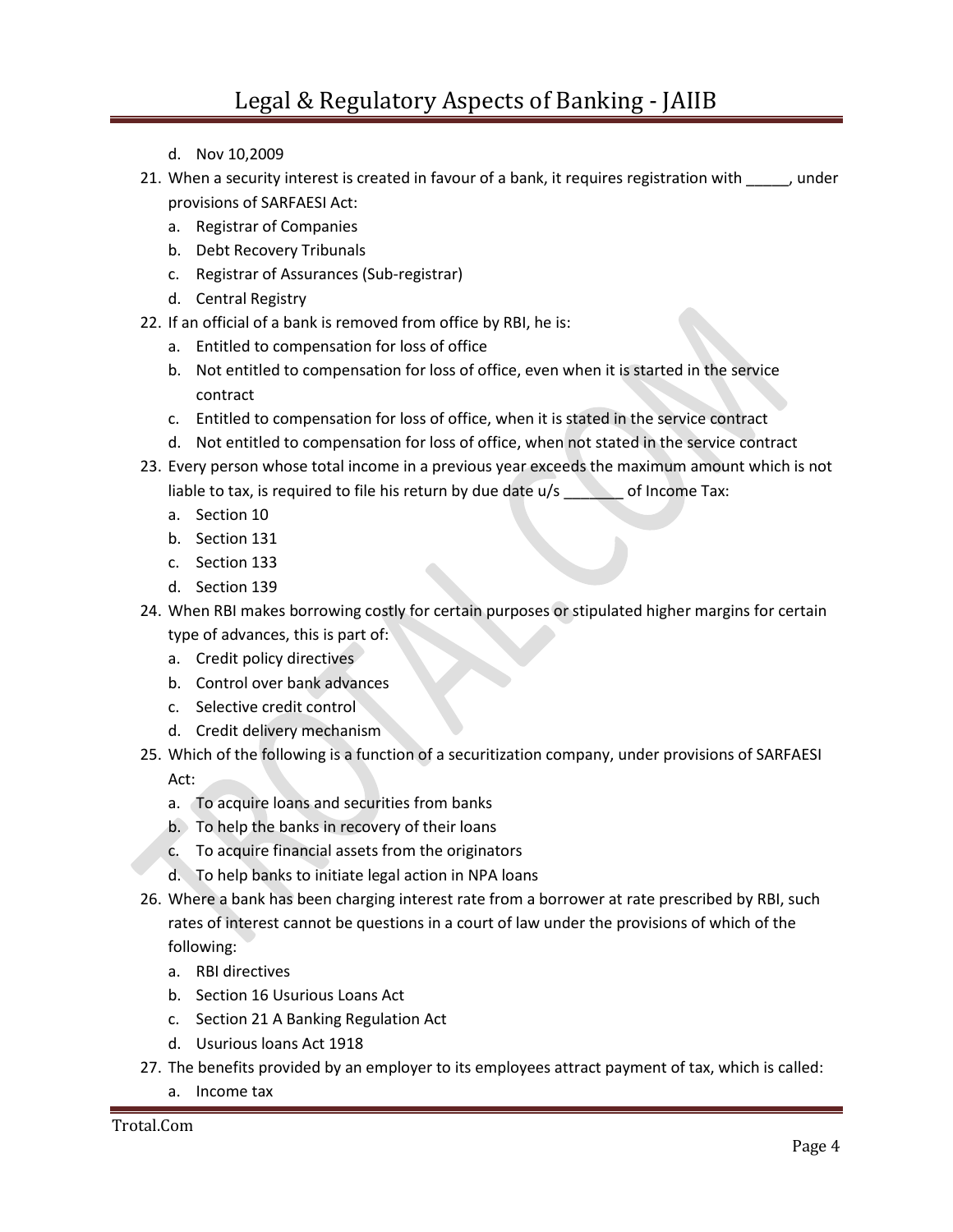d. Nov 10,2009

21. When a security interest is created in favour of a bank, it requires registration with _____, under provisions of SARFAESI Act:
    a. Registrar of Companies
    b. Debt Recovery Tribunals
    c. Registrar of Assurances (Sub-registrar)
    d. Central Registry
22. If an official of a bank is removed from office by RBI, he is:
    a. Entitled to compensation for loss of office
    b. Not entitled to compensation for loss of office, even when it is started in the service contract
    c. Entitled to compensation for loss of office, when it is stated in the service contract
    d. Not entitled to compensation for loss of office, when not stated in the service contract
23. Every person whose total income in a previous year exceeds the maximum amount which is not liable to tax, is required to file his return by due date u/s _______ of Income Tax:
    a. Section 10
    b. Section 131
    c. Section 133
    d. Section 139
24. When RBI makes borrowing costly for certain purposes or stipulated higher margins for certain type of advances, this is part of:
    a. Credit policy directives
    b. Control over bank advances
    c. Selective credit control
    d. Credit delivery mechanism
25. Which of the following is a function of a securitization company, under provisions of SARFAESI Act:
    a. To acquire loans and securities from banks
    b. To help the banks in recovery of their loans
    c. To acquire financial assets from the originators
    d. To help banks to initiate legal action in NPA loans
26. Where a bank has been charging interest rate from a borrower at rate prescribed by RBI, such rates of interest cannot be questions in a court of law under the provisions of which of the following:
    a. RBI directives
    b. Section 16 Usurious Loans Act
    c. Section 21 A Banking Regulation Act
    d. Usurious loans Act 1918
27. The benefits provided by an employer to its employees attract payment of tax, which is called:
    a. Income tax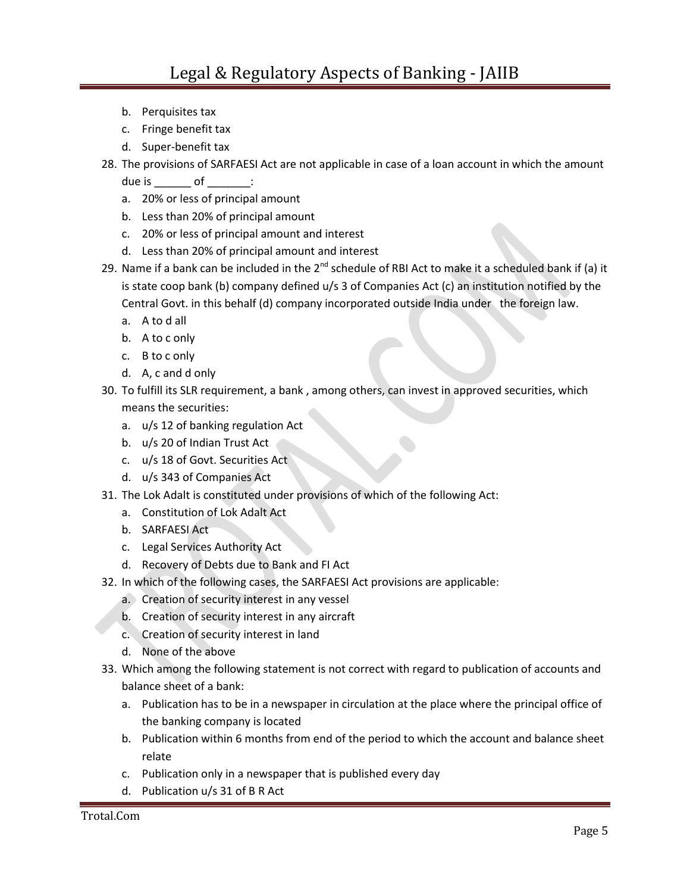b. Perquisites tax
c. Fringe benefit tax
d. Super-benefit tax

28. The provisions of SARFAESI Act are not applicable in case of a loan account in which the amount due is ______ of _______:
    a. 20% or less of principal amount
    b. Less than 20% of principal amount
    c. 20% or less of principal amount and interest
    d. Less than 20% of principal amount and interest
29. Name if a bank can be included in the 2nd schedule of RBI Act to make it a scheduled bank if (a) it is state coop bank (b) company defined u/s 3 of Companies Act (c) an institution notified by the Central Govt. in this behalf (d) company incorporated outside India under the foreign law.
    a. A to d all
    b. A to c only
    c. B to c only
    d. A, c and d only
30. To fulfill its SLR requirement, a bank , among others, can invest in approved securities, which means the securities:
    a. u/s 12 of banking regulation Act
    b. u/s 20 of Indian Trust Act
    c. u/s 18 of Govt. Securities Act
    d. u/s 343 of Companies Act
31. The Lok Adalt is constituted under provisions of which of the following Act:
    a. Constitution of Lok Adalt Act
    b. SARFAESI Act
    c. Legal Services Authority Act
    d. Recovery of Debts due to Bank and FI Act
32. In which of the following cases, the SARFAESI Act provisions are applicable:
    a. Creation of security interest in any vessel
    b. Creation of security interest in any aircraft
    c. Creation of security interest in land
    d. None of the above
33. Which among the following statement is not correct with regard to publication of accounts and balance sheet of a bank:
    a. Publication has to be in a newspaper in circulation at the place where the principal office of the banking company is located
    b. Publication within 6 months from end of the period to which the account and balance sheet relate
    c. Publication only in a newspaper that is published every day
    d. Publication u/s 31 of B R Act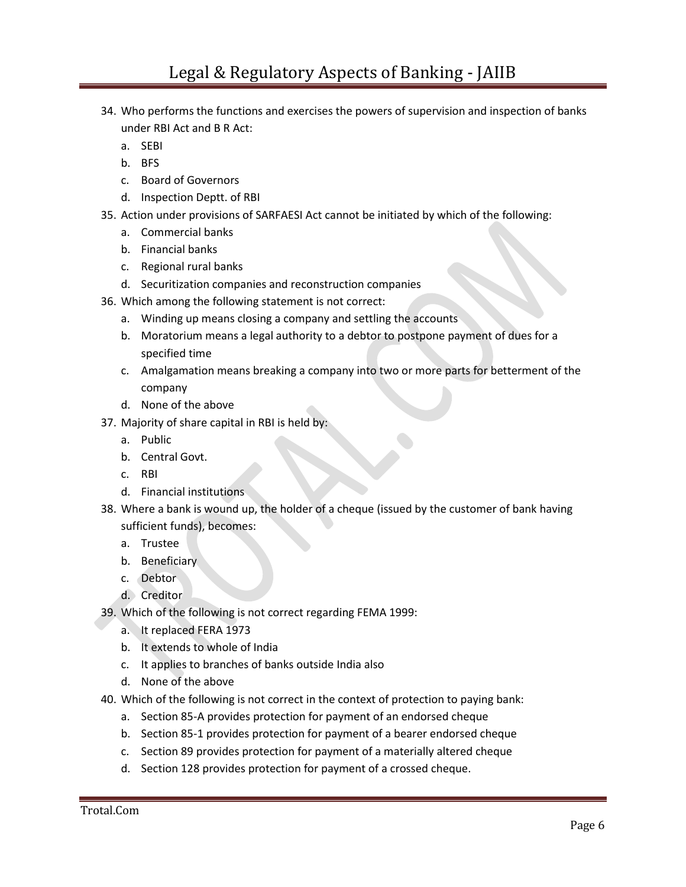34. Who performs the functions and exercises the powers of supervision and inspection of banks under RBI Act and B R Act:
    a. SEBI
    b. BFS
    c. Board of Governors
    d. Inspection Deptt. of RBI
35. Action under provisions of SARFAESI Act cannot be initiated by which of the following:
    a. Commercial banks
    b. Financial banks
    c. Regional rural banks
    d. Securitization companies and reconstruction companies
36. Which among the following statement is not correct:
    a. Winding up means closing a company and settling the accounts
    b. Moratorium means a legal authority to a debtor to postpone payment of dues for a specified time
    c. Amalgamation means breaking a company into two or more parts for betterment of the company
    d. None of the above
37. Majority of share capital in RBI is held by:
    a. Public
    b. Central Govt.
    c. RBI
    d. Financial institutions
38. Where a bank is wound up, the holder of a cheque (issued by the customer of bank having sufficient funds), becomes:
    a. Trustee
    b. Beneficiary
    c. Debtor
    d. Creditor
39. Which of the following is not correct regarding FEMA 1999:
    a. It replaced FERA 1973
    b. It extends to whole of India
    c. It applies to branches of banks outside India also
    d. None of the above
40. Which of the following is not correct in the context of protection to paying bank:
    a. Section 85-A provides protection for payment of an endorsed cheque
    b. Section 85-1 provides protection for payment of a bearer endorsed cheque
    c. Section 89 provides protection for payment of a materially altered cheque
    d. Section 128 provides protection for payment of a crossed cheque.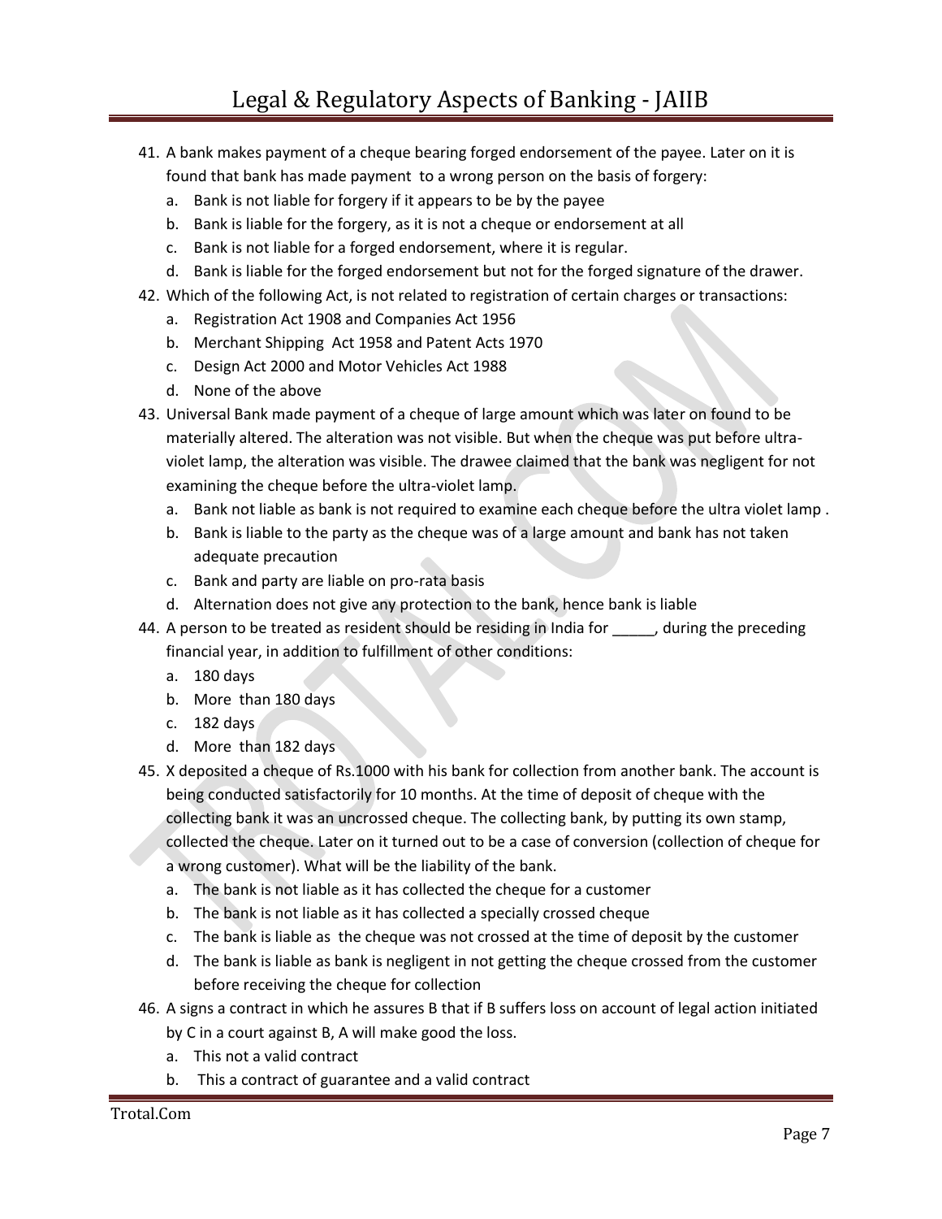41. A bank makes payment of a cheque bearing forged endorsement of the payee. Later on it is found that bank has made payment to a wrong person on the basis of forgery:
    a. Bank is not liable for forgery if it appears to be by the payee
    b. Bank is liable for the forgery, as it is not a cheque or endorsement at all
    c. Bank is not liable for a forged endorsement, where it is regular.
    d. Bank is liable for the forged endorsement but not for the forged signature of the drawer.
42. Which of the following Act, is not related to registration of certain charges or transactions:
    a. Registration Act 1908 and Companies Act 1956
    b. Merchant Shipping Act 1958 and Patent Acts 1970
    c. Design Act 2000 and Motor Vehicles Act 1988
    d. None of the above
43. Universal Bank made payment of a cheque of large amount which was later on found to be materially altered. The alteration was not visible. But when the cheque was put before ultra-violet lamp, the alteration was visible. The drawee claimed that the bank was negligent for not examining the cheque before the ultra-violet lamp.
    a. Bank not liable as bank is not required to examine each cheque before the ultra violet lamp .
    b. Bank is liable to the party as the cheque was of a large amount and bank has not taken adequate precaution
    c. Bank and party are liable on pro-rata basis
    d. Alternation does not give any protection to the bank, hence bank is liable
44. A person to be treated as resident should be residing in India for _____, during the preceding financial year, in addition to fulfillment of other conditions:
    a. 180 days
    b. More than 180 days
    c. 182 days
    d. More than 182 days
45. X deposited a cheque of Rs.1000 with his bank for collection from another bank. The account is being conducted satisfactorily for 10 months. At the time of deposit of cheque with the collecting bank it was an uncrossed cheque. The collecting bank, by putting its own stamp, collected the cheque. Later on it turned out to be a case of conversion (collection of cheque for a wrong customer). What will be the liability of the bank.
    a. The bank is not liable as it has collected the cheque for a customer
    b. The bank is not liable as it has collected a specially crossed cheque
    c. The bank is liable as the cheque was not crossed at the time of deposit by the customer
    d. The bank is liable as bank is negligent in not getting the cheque crossed from the customer before receiving the cheque for collection
46. A signs a contract in which he assures B that if B suffers loss on account of legal action initiated by C in a court against B, A will make good the loss.
    a. This not a valid contract
    b. This a contract of guarantee and a valid contract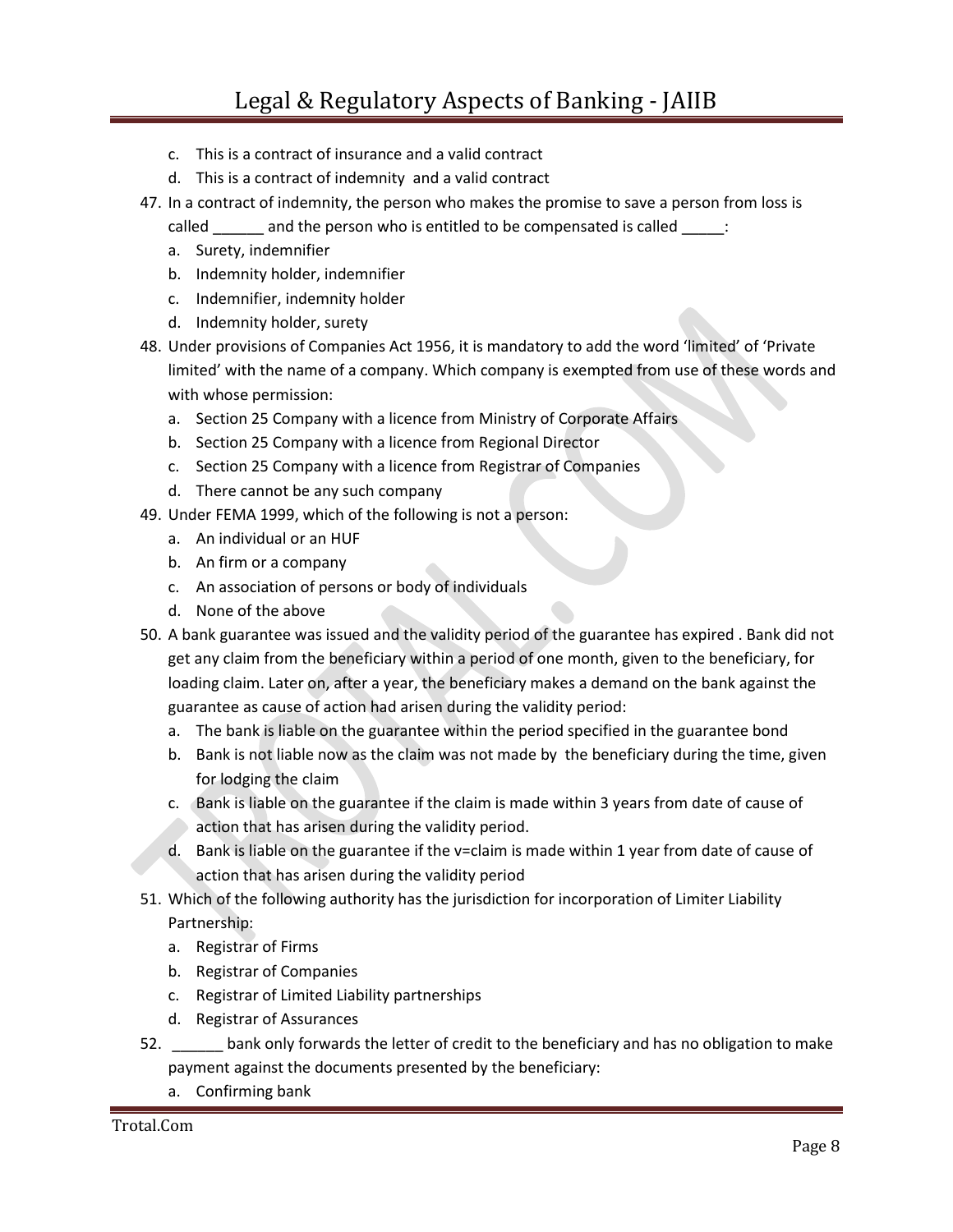c. This is a contract of insurance and a valid contract
d. This is a contract of indemnity and a valid contract

47. In a contract of indemnity, the person who makes the promise to save a person from loss is called ______ and the person who is entitled to be compensated is called _____:
    a. Surety, indemnifier
    b. Indemnity holder, indemnifier
    c. Indemnifier, indemnity holder
    d. Indemnity holder, surety
48. Under provisions of Companies Act 1956, it is mandatory to add the word 'limited' of 'Private limited' with the name of a company. Which company is exempted from use of these words and with whose permission:
    a. Section 25 Company with a licence from Ministry of Corporate Affairs
    b. Section 25 Company with a licence from Regional Director
    c. Section 25 Company with a licence from Registrar of Companies
    d. There cannot be any such company
49. Under FEMA 1999, which of the following is not a person:
    a. An individual or an HUF
    b. An firm or a company
    c. An association of persons or body of individuals
    d. None of the above
50. A bank guarantee was issued and the validity period of the guarantee has expired . Bank did not get any claim from the beneficiary within a period of one month, given to the beneficiary, for loading claim. Later on, after a year, the beneficiary makes a demand on the bank against the guarantee as cause of action had arisen during the validity period:
    a. The bank is liable on the guarantee within the period specified in the guarantee bond
    b. Bank is not liable now as the claim was not made by the beneficiary during the time, given for lodging the claim
    c. Bank is liable on the guarantee if the claim is made within 3 years from date of cause of action that has arisen during the validity period.
    d. Bank is liable on the guarantee if the v=claim is made within 1 year from date of cause of action that has arisen during the validity period
51. Which of the following authority has the jurisdiction for incorporation of Limiter Liability Partnership:
    a. Registrar of Firms
    b. Registrar of Companies
    c. Registrar of Limited Liability partnerships
    d. Registrar of Assurances
52. ______ bank only forwards the letter of credit to the beneficiary and has no obligation to make payment against the documents presented by the beneficiary:
    a. Confirming bank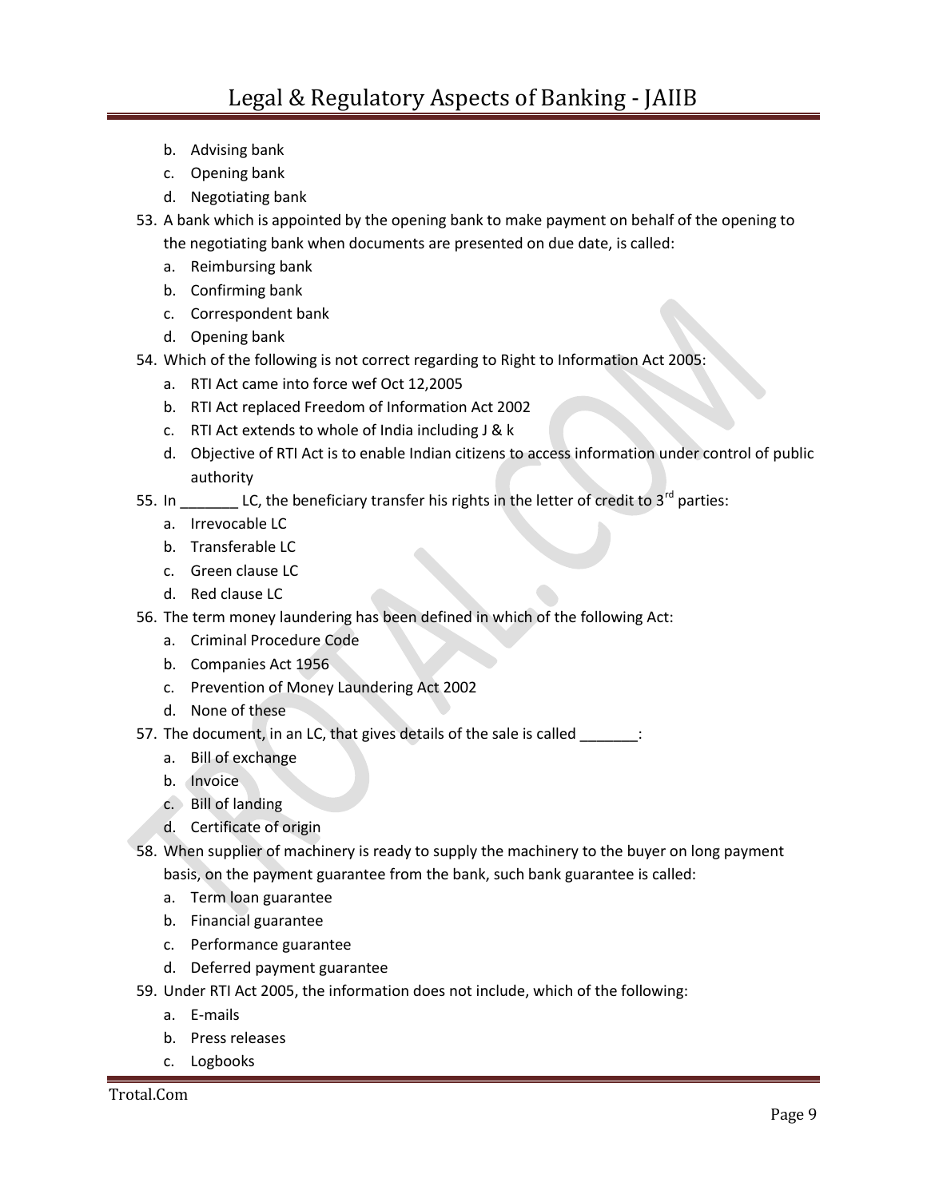b. Advising bank
   c. Opening bank
   d. Negotiating bank

53. A bank which is appointed by the opening bank to make payment on behalf of the opening to the negotiating bank when documents are presented on due date, is called:
   a. Reimbursing bank
   b. Confirming bank
   c. Correspondent bank
   d. Opening bank

54. Which of the following is not correct regarding to Right to Information Act 2005:
   a. RTI Act came into force wef Oct 12,2005
   b. RTI Act replaced Freedom of Information Act 2002
   c. RTI Act extends to whole of India including J & k
   d. Objective of RTI Act is to enable Indian citizens to access information under control of public authority

55. In _______ LC, the beneficiary transfer his rights in the letter of credit to 3rd parties:
   a. Irrevocable LC
   b. Transferable LC
   c. Green clause LC
   d. Red clause LC

56. The term money laundering has been defined in which of the following Act:
   a. Criminal Procedure Code
   b. Companies Act 1956
   c. Prevention of Money Laundering Act 2002
   d. None of these

57. The document, in an LC, that gives details of the sale is called _______:
   a. Bill of exchange
   b. Invoice
   c. Bill of landing
   d. Certificate of origin

58. When supplier of machinery is ready to supply the machinery to the buyer on long payment basis, on the payment guarantee from the bank, such bank guarantee is called:
   a. Term loan guarantee
   b. Financial guarantee
   c. Performance guarantee
   d. Deferred payment guarantee

59. Under RTI Act 2005, the information does not include, which of the following:
   a. E-mails
   b. Press releases
   c. Logbooks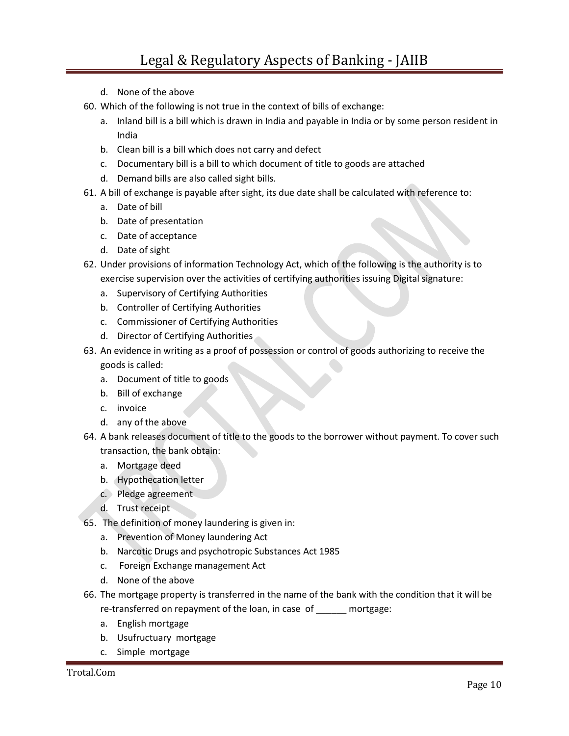d. None of the above

60. Which of the following is not true in the context of bills of exchange:
    a. Inland bill is a bill which is drawn in India and payable in India or by some person resident in India
    b. Clean bill is a bill which does not carry and defect
    c. Documentary bill is a bill to which document of title to goods are attached
    d. Demand bills are also called sight bills.
61. A bill of exchange is payable after sight, its due date shall be calculated with reference to:
    a. Date of bill
    b. Date of presentation
    c. Date of acceptance
    d. Date of sight
62. Under provisions of information Technology Act, which of the following is the authority is to exercise supervision over the activities of certifying authorities issuing Digital signature:
    a. Supervisory of Certifying Authorities
    b. Controller of Certifying Authorities
    c. Commissioner of Certifying Authorities
    d. Director of Certifying Authorities
63. An evidence in writing as a proof of possession or control of goods authorizing to receive the goods is called:
    a. Document of title to goods
    b. Bill of exchange
    c. invoice
    d. any of the above
64. A bank releases document of title to the goods to the borrower without payment. To cover such transaction, the bank obtain:
    a. Mortgage deed
    b. Hypothecation letter
    c. Pledge agreement
    d. Trust receipt
65. The definition of money laundering is given in:
    a. Prevention of Money laundering Act
    b. Narcotic Drugs and psychotropic Substances Act 1985
    c. Foreign Exchange management Act
    d. None of the above
66. The mortgage property is transferred in the name of the bank with the condition that it will be re-transferred on repayment of the loan, in case of ______ mortgage:
    a. English mortgage
    b. Usufructuary mortgage
    c. Simple mortgage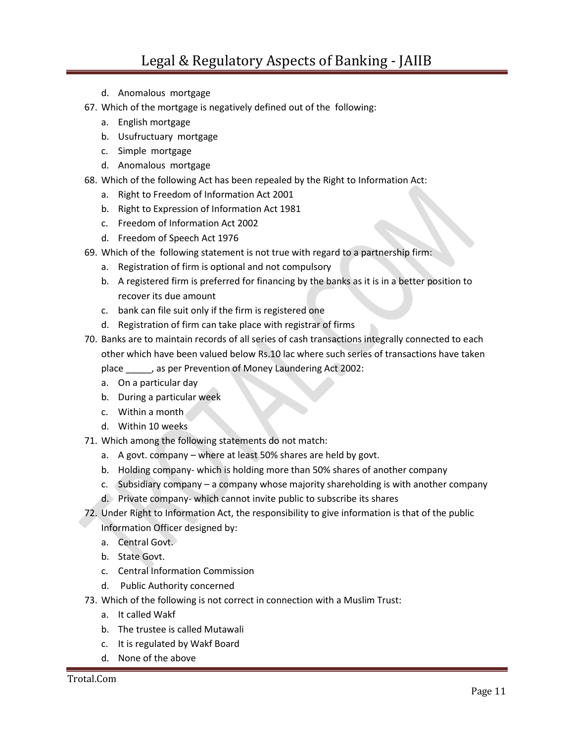d. Anomalous mortgage

67. Which of the mortgage is negatively defined out of the following:
    a. English mortgage
    b. Usufructuary mortgage
    c. Simple mortgage
    d. Anomalous mortgage
68. Which of the following Act has been repealed by the Right to Information Act:
    a. Right to Freedom of Information Act 2001
    b. Right to Expression of Information Act 1981
    c. Freedom of Information Act 2002
    d. Freedom of Speech Act 1976
69. Which of the following statement is not true with regard to a partnership firm:
    a. Registration of firm is optional and not compulsory
    b. A registered firm is preferred for financing by the banks as it is in a better position to recover its due amount
    c. bank can file suit only if the firm is registered one
    d. Registration of firm can take place with registrar of firms
70. Banks are to maintain records of all series of cash transactions integrally connected to each other which have been valued below Rs.10 lac where such series of transactions have taken place _____, as per Prevention of Money Laundering Act 2002:
    a. On a particular day
    b. During a particular week
    c. Within a month
    d. Within 10 weeks
71. Which among the following statements do not match:
    a. A govt. company – where at least 50% shares are held by govt.
    b. Holding company- which is holding more than 50% shares of another company
    c. Subsidiary company – a company whose majority shareholding is with another company
    d. Private company- which cannot invite public to subscribe its shares
72. Under Right to Information Act, the responsibility to give information is that of the public Information Officer designed by:
    a. Central Govt.
    b. State Govt.
    c. Central Information Commission
    d. Public Authority concerned
73. Which of the following is not correct in connection with a Muslim Trust:
    a. It called Wakf
    b. The trustee is called Mutawali
    c. It is regulated by Wakf Board
    d. None of the above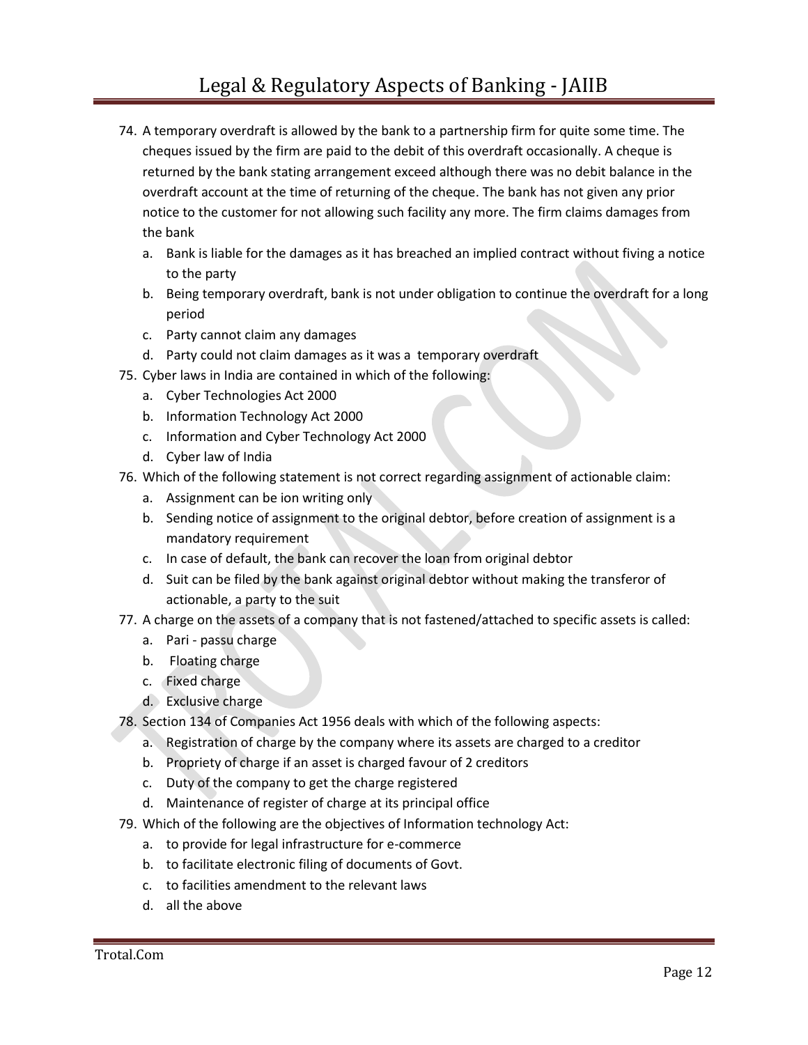74. A temporary overdraft is allowed by the bank to a partnership firm for quite some time. The cheques issued by the firm are paid to the debit of this overdraft occasionally. A cheque is returned by the bank stating arrangement exceed although there was no debit balance in the overdraft account at the time of returning of the cheque. The bank has not given any prior notice to the customer for not allowing such facility any more. The firm claims damages from the bank
    a. Bank is liable for the damages as it has breached an implied contract without fiving a notice to the party
    b. Being temporary overdraft, bank is not under obligation to continue the overdraft for a long period
    c. Party cannot claim any damages
    d. Party could not claim damages as it was a temporary overdraft
75. Cyber laws in India are contained in which of the following:
    a. Cyber Technologies Act 2000
    b. Information Technology Act 2000
    c. Information and Cyber Technology Act 2000
    d. Cyber law of India
76. Which of the following statement is not correct regarding assignment of actionable claim:
    a. Assignment can be ion writing only
    b. Sending notice of assignment to the original debtor, before creation of assignment is a mandatory requirement
    c. In case of default, the bank can recover the loan from original debtor
    d. Suit can be filed by the bank against original debtor without making the transferor of actionable, a party to the suit
77. A charge on the assets of a company that is not fastened/attached to specific assets is called:
    a. Pari - passu charge
    b. Floating charge
    c. Fixed charge
    d. Exclusive charge
78. Section 134 of Companies Act 1956 deals with which of the following aspects:
    a. Registration of charge by the company where its assets are charged to a creditor
    b. Propriety of charge if an asset is charged favour of 2 creditors
    c. Duty of the company to get the charge registered
    d. Maintenance of register of charge at its principal office
79. Which of the following are the objectives of Information technology Act:
    a. to provide for legal infrastructure for e-commerce
    b. to facilitate electronic filing of documents of Govt.
    c. to facilities amendment to the relevant laws
    d. all the above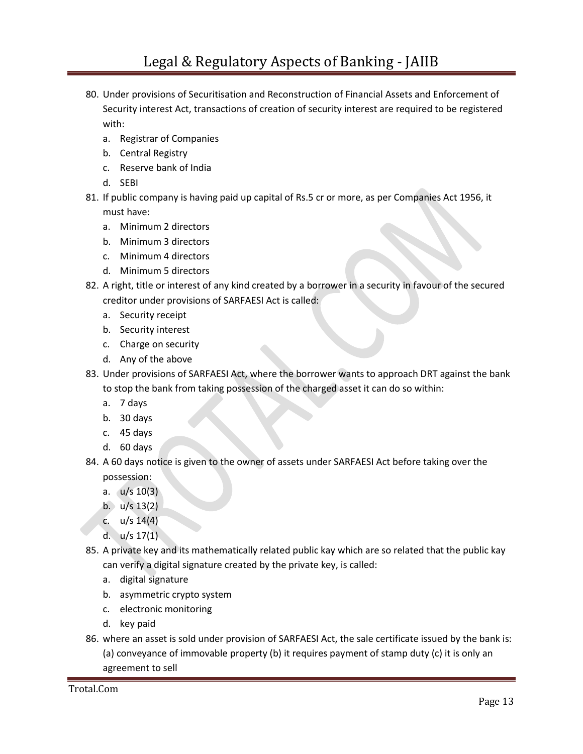80. Under provisions of Securitisation and Reconstruction of Financial Assets and Enforcement of Security interest Act, transactions of creation of security interest are required to be registered with:
    a. Registrar of Companies
    b. Central Registry
    c. Reserve bank of India
    d. SEBI
81. If public company is having paid up capital of Rs.5 cr or more, as per Companies Act 1956, it must have:
    a. Minimum 2 directors
    b. Minimum 3 directors
    c. Minimum 4 directors
    d. Minimum 5 directors
82. A right, title or interest of any kind created by a borrower in a security in favour of the secured creditor under provisions of SARFAESI Act is called:
    a. Security receipt
    b. Security interest
    c. Charge on security
    d. Any of the above
83. Under provisions of SARFAESI Act, where the borrower wants to approach DRT against the bank to stop the bank from taking possession of the charged asset it can do so within:
    a. 7 days
    b. 30 days
    c. 45 days
    d. 60 days
84. A 60 days notice is given to the owner of assets under SARFAESI Act before taking over the possession:
    a. u/s 10(3)
    b. u/s 13(2)
    c. u/s 14(4)
    d. u/s 17(1)
85. A private key and its mathematically related public kay which are so related that the public kay can verify a digital signature created by the private key, is called:
    a. digital signature
    b. asymmetric crypto system
    c. electronic monitoring
    d. key paid
86. where an asset is sold under provision of SARFAESI Act, the sale certificate issued by the bank is: (a) conveyance of immovable property (b) it requires payment of stamp duty (c) it is only an agreement to sell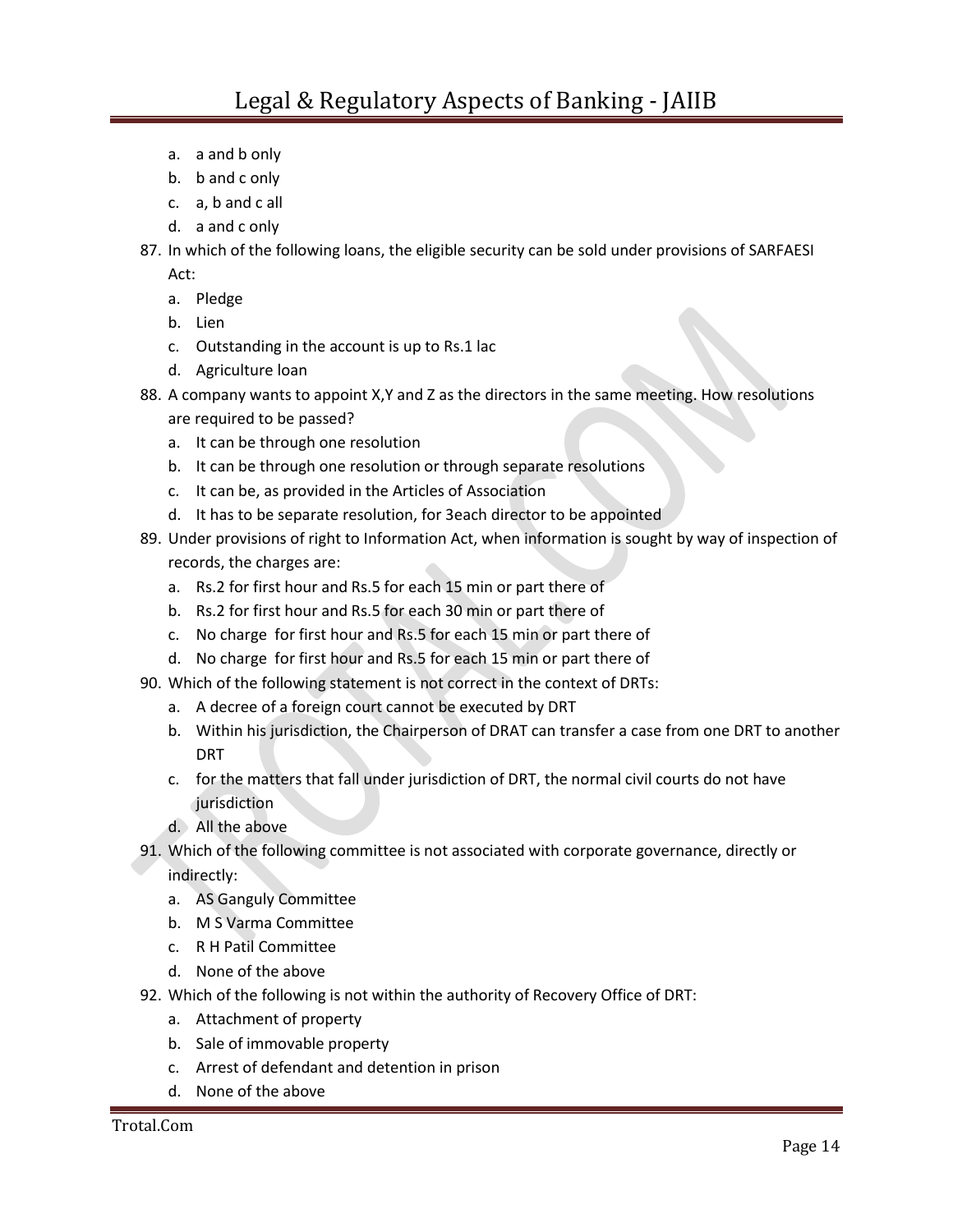a. a and b only
b. b and c only
c. a, b and c all
d. a and c only

87. In which of the following loans, the eligible security can be sold under provisions of SARFAESI Act:
    a. Pledge
    b. Lien
    c. Outstanding in the account is up to Rs.1 lac
    d. Agriculture loan
88. A company wants to appoint X,Y and Z as the directors in the same meeting. How resolutions are required to be passed?
    a. It can be through one resolution
    b. It can be through one resolution or through separate resolutions
    c. It can be, as provided in the Articles of Association
    d. It has to be separate resolution, for 3each director to be appointed
89. Under provisions of right to Information Act, when information is sought by way of inspection of records, the charges are:
    a. Rs.2 for first hour and Rs.5 for each 15 min or part there of
    b. Rs.2 for first hour and Rs.5 for each 30 min or part there of
    c. No charge for first hour and Rs.5 for each 15 min or part there of
    d. No charge for first hour and Rs.5 for each 15 min or part there of
90. Which of the following statement is not correct in the context of DRTs:
    a. A decree of a foreign court cannot be executed by DRT
    b. Within his jurisdiction, the Chairperson of DRAT can transfer a case from one DRT to another DRT
    c. for the matters that fall under jurisdiction of DRT, the normal civil courts do not have jurisdiction
    d. All the above
91. Which of the following committee is not associated with corporate governance, directly or indirectly:
    a. AS Ganguly Committee
    b. M S Varma Committee
    c. R H Patil Committee
    d. None of the above
92. Which of the following is not within the authority of Recovery Office of DRT:
    a. Attachment of property
    b. Sale of immovable property
    c. Arrest of defendant and detention in prison
    d. None of the above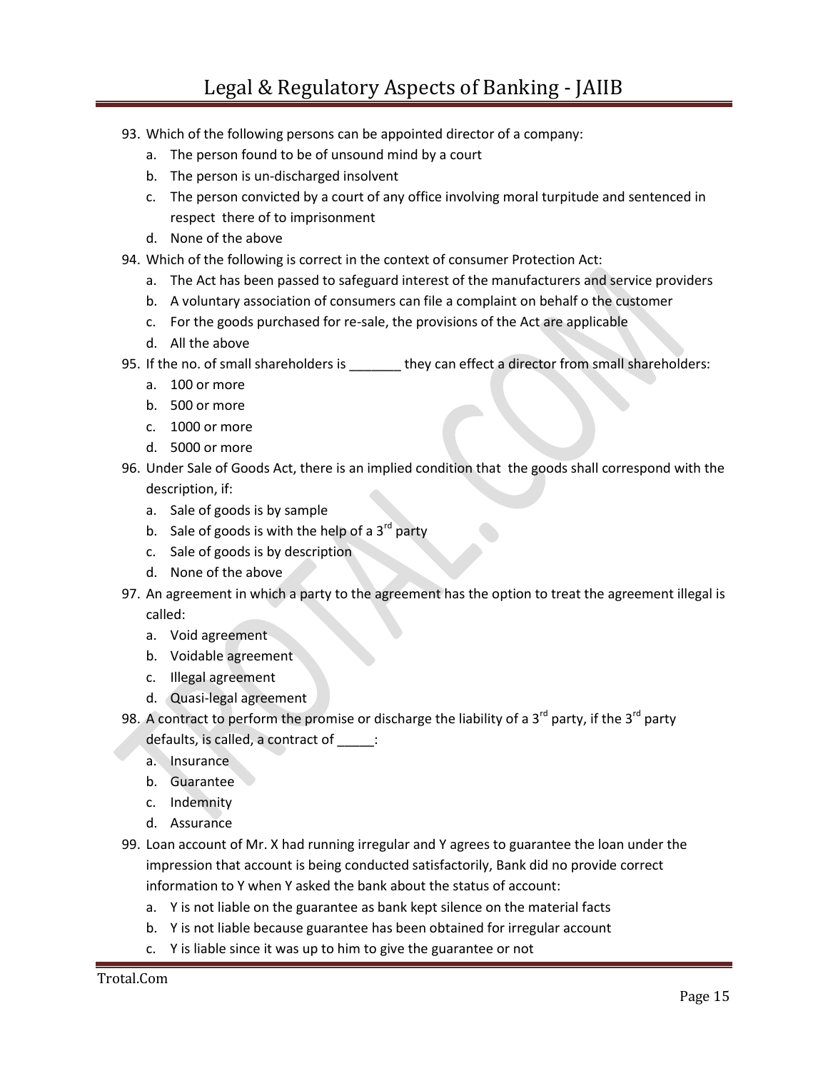93. Which of the following persons can be appointed director of a company:
    a. The person found to be of unsound mind by a court
    b. The person is un-discharged insolvent
    c. The person convicted by a court of any office involving moral turpitude and sentenced in respect there of to imprisonment
    d. None of the above
94. Which of the following is correct in the context of consumer Protection Act:
    a. The Act has been passed to safeguard interest of the manufacturers and service providers
    b. A voluntary association of consumers can file a complaint on behalf o the customer
    c. For the goods purchased for re-sale, the provisions of the Act are applicable
    d. All the above
95. If the no. of small shareholders is _______ they can effect a director from small shareholders:
    a. 100 or more
    b. 500 or more
    c. 1000 or more
    d. 5000 or more
96. Under Sale of Goods Act, there is an implied condition that the goods shall correspond with the description, if:
    a. Sale of goods is by sample
    b. Sale of goods is with the help of a 3rd party
    c. Sale of goods is by description
    d. None of the above
97. An agreement in which a party to the agreement has the option to treat the agreement illegal is called:
    a. Void agreement
    b. Voidable agreement
    c. Illegal agreement
    d. Quasi-legal agreement
98. A contract to perform the promise or discharge the liability of a 3rd party, if the 3rd party defaults, is called, a contract of _____:
    a. Insurance
    b. Guarantee
    c. Indemnity
    d. Assurance
99. Loan account of Mr. X had running irregular and Y agrees to guarantee the loan under the impression that account is being conducted satisfactorily, Bank did no provide correct information to Y when Y asked the bank about the status of account:
    a. Y is not liable on the guarantee as bank kept silence on the material facts
    b. Y is not liable because guarantee has been obtained for irregular account
    c. Y is liable since it was up to him to give the guarantee or not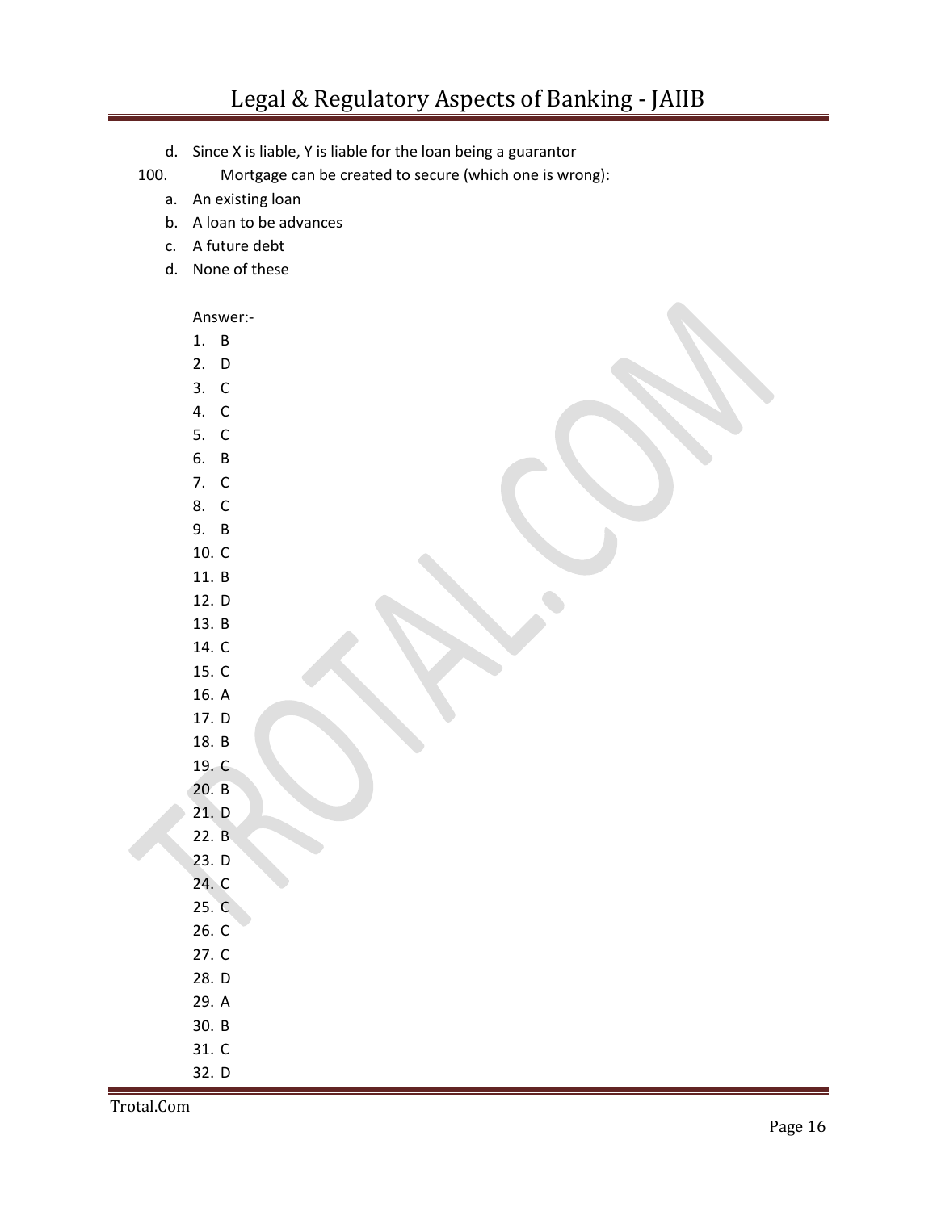d. Since X is liable, Y is liable for the loan being a guarantor

100. Mortgage can be created to secure (which one is wrong):

a. An existing loan
b. A loan to be advances
c. A future debt
d. None of these

Answer:-

1. B
2. D
3. C
4. C
5. C
6. B
7. C
8. C
9. B
10. C
11. B
12. D
13. B
14. C
15. C
16. A
17. D
18. B
19. C
20. B
21. D
22. B
23. D
24. C
25. C
26. C
27. C
28. D
29. A
30. B
31. C
32. D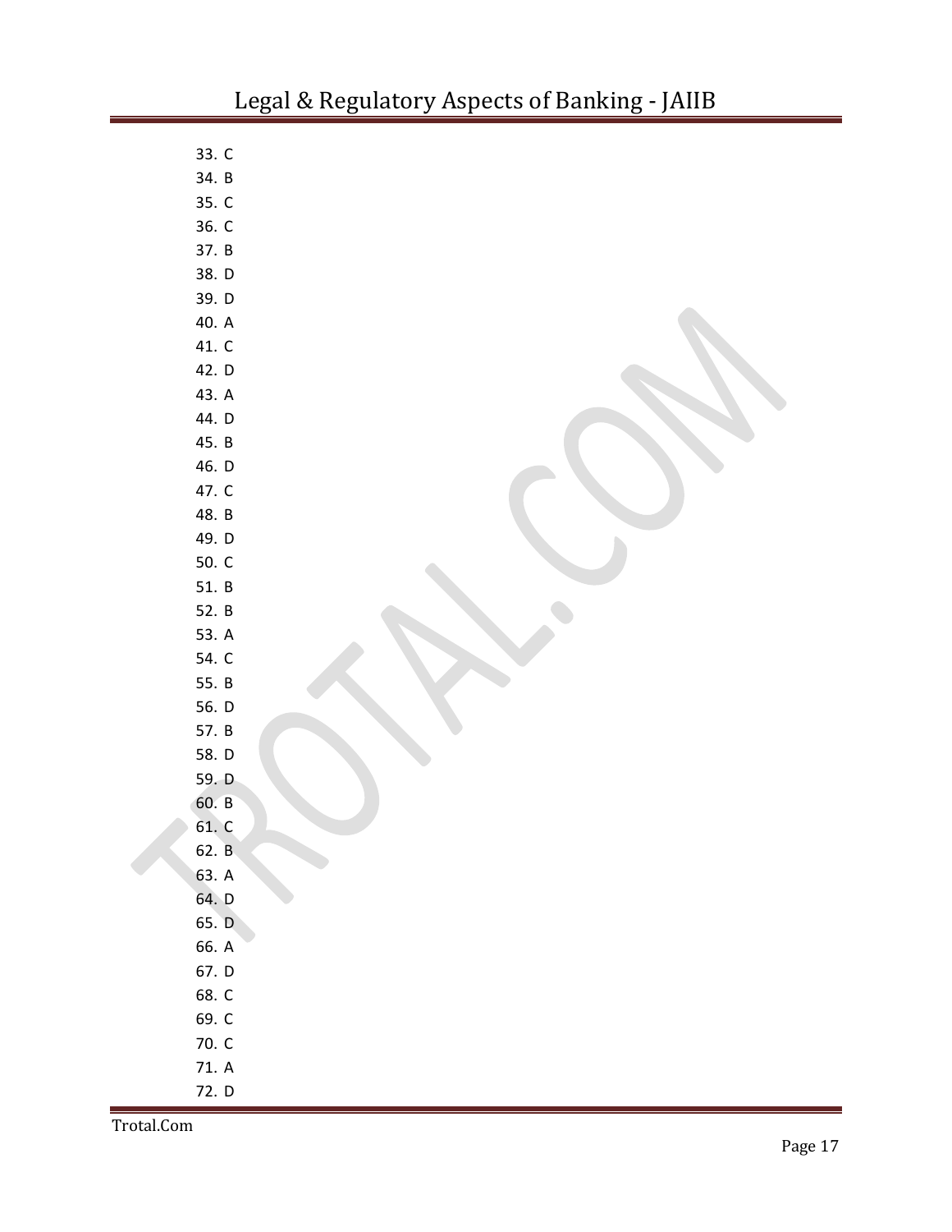33. C
34. B
35. C
36. C
37. B
38. D
39. D
40. A
41. C
42. D
43. A
44. D
45. B
46. D
47. C
48. B
49. D
50. C
51. B
52. B
53. A
54. C
55. B
56. D
57. B
58. D
59. D
60. B
61. C
62. B
63. A
64. D
65. D
66. A
67. D
68. C
69. C
70. C
71. A
72. D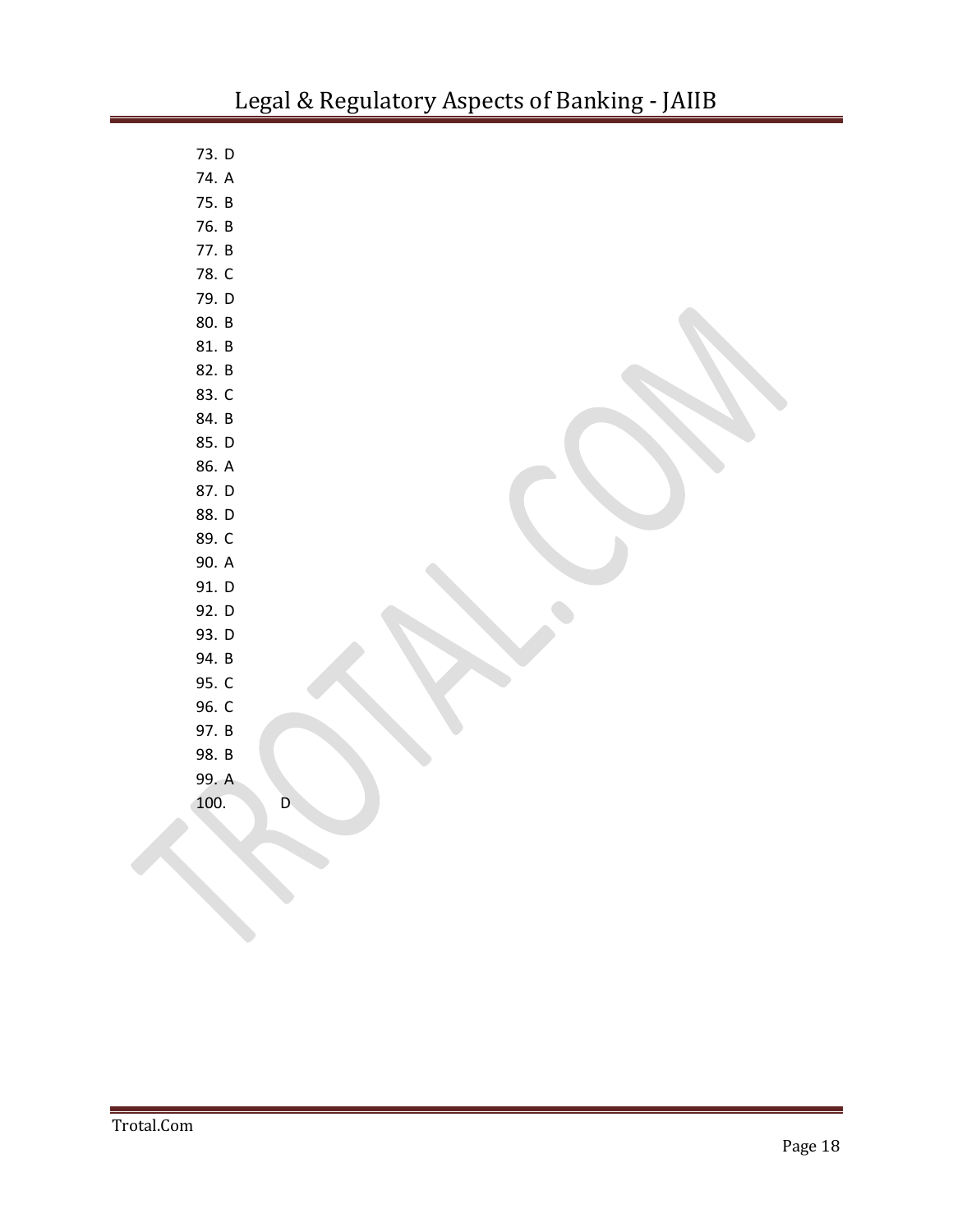73. D
74. A
75. B
76. B
77. B
78. C
79. D
80. B
81. B
82. B
83. C
84. B
85. D
86. A
87. D
88. D
89. C
90. A
91. D
92. D
93. D
94. B
95. C
96. C
97. B
98. B
99. A
100. D